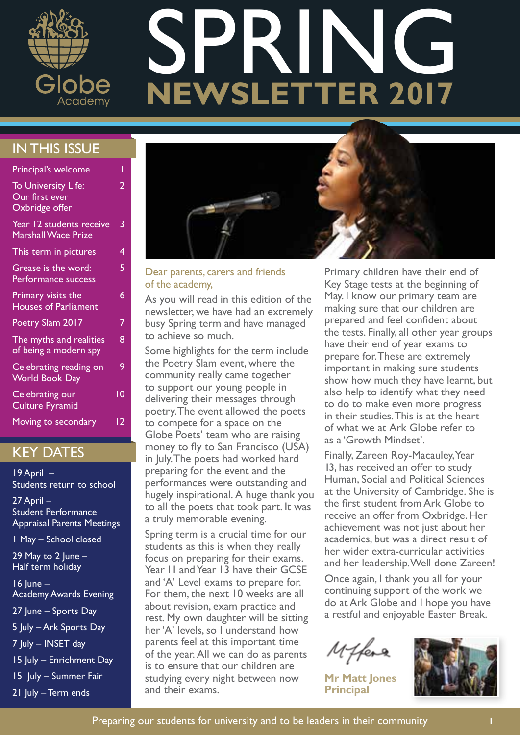# SPRING NEWSLETTER 2017

Globe Academy

## IN THIS ISSUE

| | |
|---|---|
| Principal's welcome | 1 |
| To University Life: Our first ever Oxbridge offer | 2 |
| Year 12 students receive Marshall Wace Prize | 3 |
| This term in pictures | 4 |
| Grease is the word: Performance success | 5 |
| Primary visits the Houses of Parliament | 6 |
| Poetry Slam 2017 | 7 |
| The myths and realities of being a modern spy | 8 |
| Celebrating reading on World Book Day | 9 |
| Celebrating our Culture Pyramid | 10 |
| Moving to secondary | 12 |

## KEY DATES

19 April – Students return to school

27 April – Student Performance Appraisal Parents Meetings

1 May – School closed

29 May to 2 June – Half term holiday

16 June – Academy Awards Evening

27 June – Sports Day

5 July – Ark Sports Day

7 July – INSET day

15 July – Enrichment Day

15 July – Summer Fair

21 July – Term ends

Dear parents, carers and friends of the academy,

As you will read in this edition of the newsletter, we have had an extremely busy Spring term and have managed to achieve so much.

Some highlights for the term include the Poetry Slam event, where the community really came together to support our young people in delivering their messages through poetry. The event allowed the poets to compete for a space on the Globe Poets' team who are raising money to fly to San Francisco (USA) in July. The poets had worked hard preparing for the event and the performances were outstanding and hugely inspirational. A huge thank you to all the poets that took part. It was a truly memorable evening.

Spring term is a crucial time for our students as this is when they really focus on preparing for their exams. Year 11 and Year 13 have their GCSE and 'A' Level exams to prepare for. For them, the next 10 weeks are all about revision, exam practice and rest. My own daughter will be sitting her 'A' levels, so I understand how parents feel at this important time of the year. All we can do as parents is to ensure that our children are studying every night between now and their exams.

Primary children have their end of Key Stage tests at the beginning of May. I know our primary team are making sure that our children are prepared and feel confident about the tests. Finally, all other year groups have their end of year exams to prepare for. These are extremely important in making sure students show how much they have learnt, but also help to identify what they need to do to make even more progress in their studies. This is at the heart of what we at Ark Globe refer to as a 'Growth Mindset'.

Finally, Zareen Roy-Macauley, Year 13, has received an offer to study Human, Social and Political Sciences at the University of Cambridge. She is the first student from Ark Globe to receive an offer from Oxbridge. Her achievement was not just about her academics, but was a direct result of her wider extra-curricular activities and her leadership. Well done Zareen!

Once again, I thank you all for your continuing support of the work we do at Ark Globe and I hope you have a restful and enjoyable Easter Break.

**Mr Matt Jones**
**Principal**

Preparing our students for university and to be leaders in their community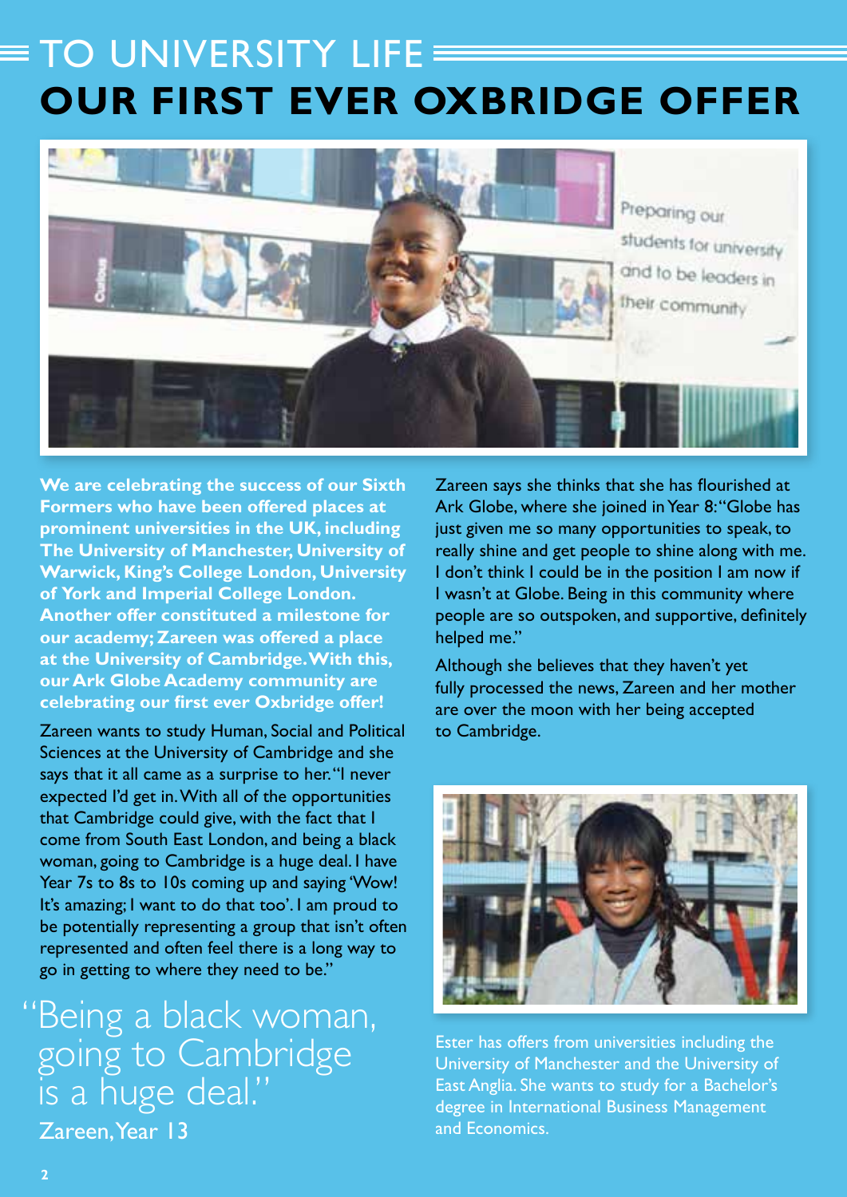# TO UNIVERSITY LIFE

# OUR FIRST EVER OXBRIDGE OFFER

**We are celebrating the success of our Sixth Formers who have been offered places at prominent universities in the UK, including The University of Manchester, University of Warwick, King's College London, University of York and Imperial College London. Another offer constituted a milestone for our academy; Zareen was offered a place at the University of Cambridge. With this, our Ark Globe Academy community are celebrating our first ever Oxbridge offer!**

Zareen wants to study Human, Social and Political Sciences at the University of Cambridge and she says that it all came as a surprise to her. "I never expected I'd get in. With all of the opportunities that Cambridge could give, with the fact that I come from South East London, and being a black woman, going to Cambridge is a huge deal. I have Year 7s to 8s to 10s coming up and saying 'Wow! It's amazing; I want to do that too'. I am proud to be potentially representing a group that isn't often represented and often feel there is a long way to go in getting to where they need to be."

> "Being a black woman, going to Cambridge is a huge deal."
>
> Zareen, Year 13

Zareen says she thinks that she has flourished at Ark Globe, where she joined in Year 8: "Globe has just given me so many opportunities to speak, to really shine and get people to shine along with me. I don't think I could be in the position I am now if I wasn't at Globe. Being in this community where people are so outspoken, and supportive, definitely helped me."

Although she believes that they haven't yet fully processed the news, Zareen and her mother are over the moon with her being accepted to Cambridge.

Ester has offers from universities including the University of Manchester and the University of East Anglia. She wants to study for a Bachelor's degree in International Business Management and Economics.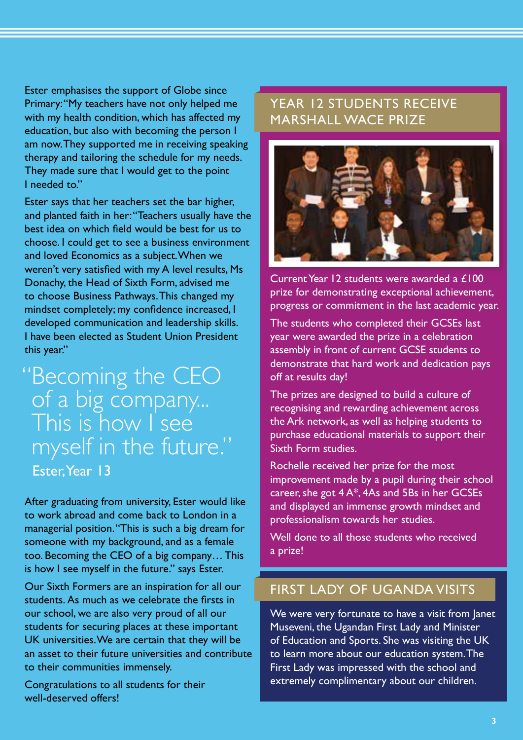Ester emphasises the support of Globe since Primary: "My teachers have not only helped me with my health condition, which has affected my education, but also with becoming the person I am now. They supported me in receiving speaking therapy and tailoring the schedule for my needs. They made sure that I would get to the point I needed to."

Ester says that her teachers set the bar higher, and planted faith in her: "Teachers usually have the best idea on which field would be best for us to choose. I could get to see a business environment and loved Economics as a subject. When we weren't very satisfied with my A level results, Ms Donachy, the Head of Sixth Form, advised me to choose Business Pathways. This changed my mindset completely; my confidence increased, I developed communication and leadership skills. I have been elected as Student Union President this year."

> "Becoming the CEO of a big company... This is how I see myself in the future."
>
> Ester, Year 13

After graduating from university, Ester would like to work abroad and come back to London in a managerial position. "This is such a big dream for someone with my background, and as a female too. Becoming the CEO of a big company… This is how I see myself in the future." says Ester.

Our Sixth Formers are an inspiration for all our students. As much as we celebrate the firsts in our school, we are also very proud of all our students for securing places at these important UK universities. We are certain that they will be an asset to their future universities and contribute to their communities immensely.

Congratulations to all students for their well-deserved offers!

## YEAR 12 STUDENTS RECEIVE MARSHALL WACE PRIZE

Current Year 12 students were awarded a £100 prize for demonstrating exceptional achievement, progress or commitment in the last academic year.

The students who completed their GCSEs last year were awarded the prize in a celebration assembly in front of current GCSE students to demonstrate that hard work and dedication pays off at results day!

The prizes are designed to build a culture of recognising and rewarding achievement across the Ark network, as well as helping students to purchase educational materials to support their Sixth Form studies.

Rochelle received her prize for the most improvement made by a pupil during their school career, she got 4 A*, 4As and 5Bs in her GCSEs and displayed an immense growth mindset and professionalism towards her studies.

Well done to all those students who received a prize!

## FIRST LADY OF UGANDA VISITS

We were very fortunate to have a visit from Janet Museveni, the Ugandan First Lady and Minister of Education and Sports. She was visiting the UK to learn more about our education system. The First Lady was impressed with the school and extremely complimentary about our children.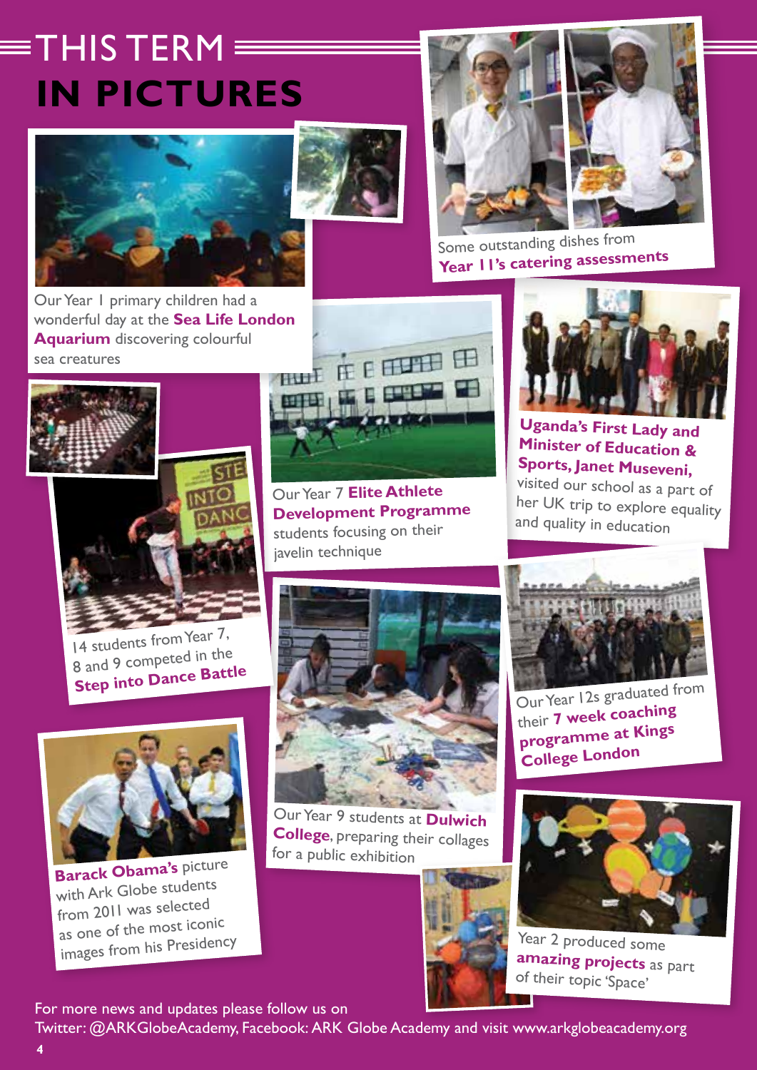# THIS TERM **IN PICTURES**

Our Year 1 primary children had a wonderful day at the **Sea Life London Aquarium** discovering colourful sea creatures

Some outstanding dishes from **Year 11's catering assessments**

Our Year 7 **Elite Athlete Development Programme** students focusing on their javelin technique

**Uganda's First Lady and Minister of Education & Sports, Janet Museveni,** visited our school as a part of her UK trip to explore equality and quality in education

14 students from Year 7, 8 and 9 competed in the **Step into Dance Battle**

Our Year 9 students at **Dulwich College**, preparing their collages for a public exhibition

Our Year 12s graduated from their **7 week coaching programme at Kings College London**

**Barack Obama's** picture with Ark Globe students from 2011 was selected as one of the most iconic images from his Presidency

Year 2 produced some **amazing projects** as part of their topic 'Space'

For more news and updates please follow us on Twitter: @ARKGlobeAcademy, Facebook: ARK Globe Academy and visit www.arkglobeacademy.org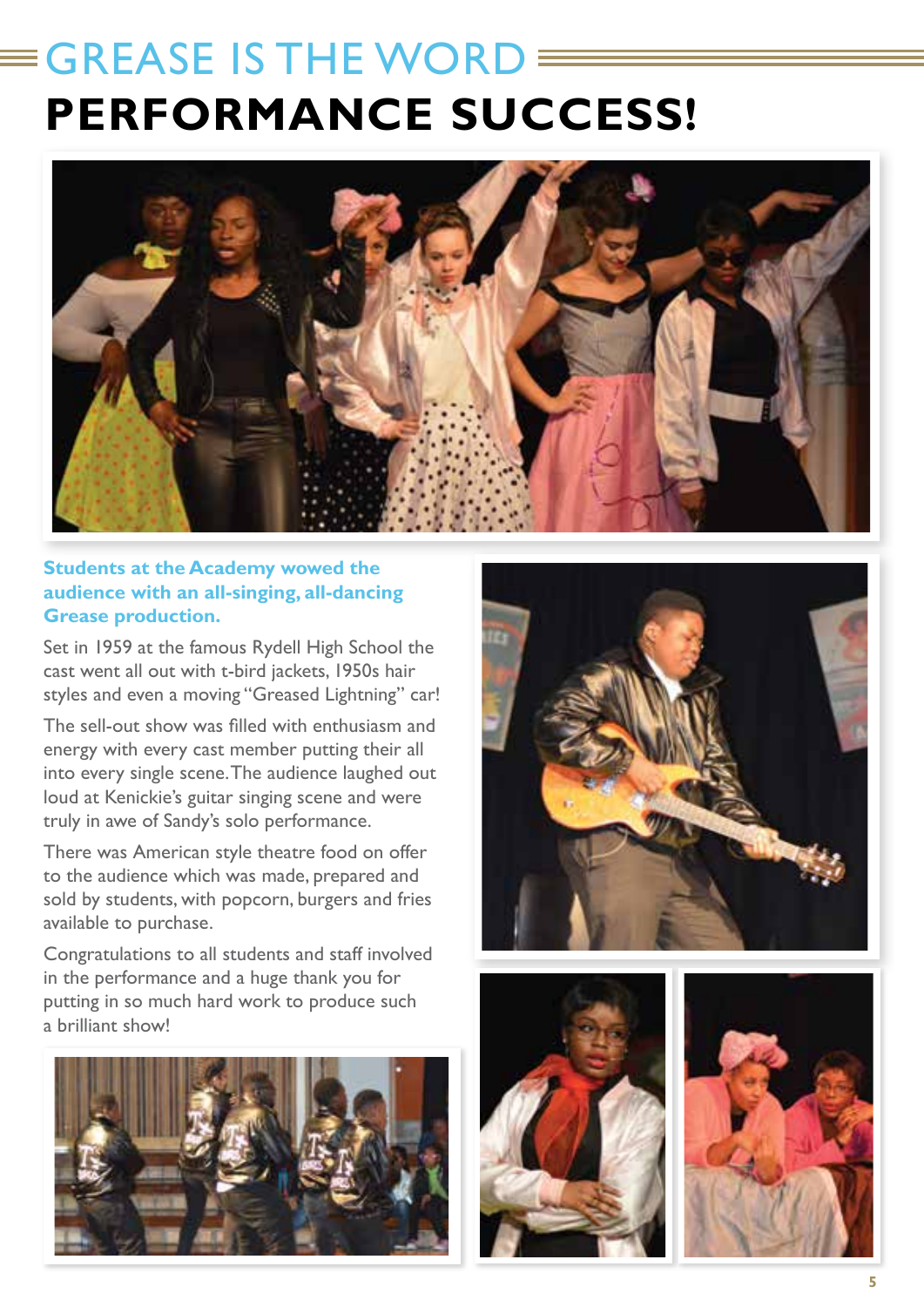# GREASE IS THE WORD

# PERFORMANCE SUCCESS!

**Students at the Academy wowed the audience with an all-singing, all-dancing Grease production.**

Set in 1959 at the famous Rydell High School the cast went all out with t-bird jackets, 1950s hair styles and even a moving "Greased Lightning" car!

The sell-out show was filled with enthusiasm and energy with every cast member putting their all into every single scene. The audience laughed out loud at Kenickie's guitar singing scene and were truly in awe of Sandy's solo performance.

There was American style theatre food on offer to the audience which was made, prepared and sold by students, with popcorn, burgers and fries available to purchase.

Congratulations to all students and staff involved in the performance and a huge thank you for putting in so much hard work to produce such a brilliant show!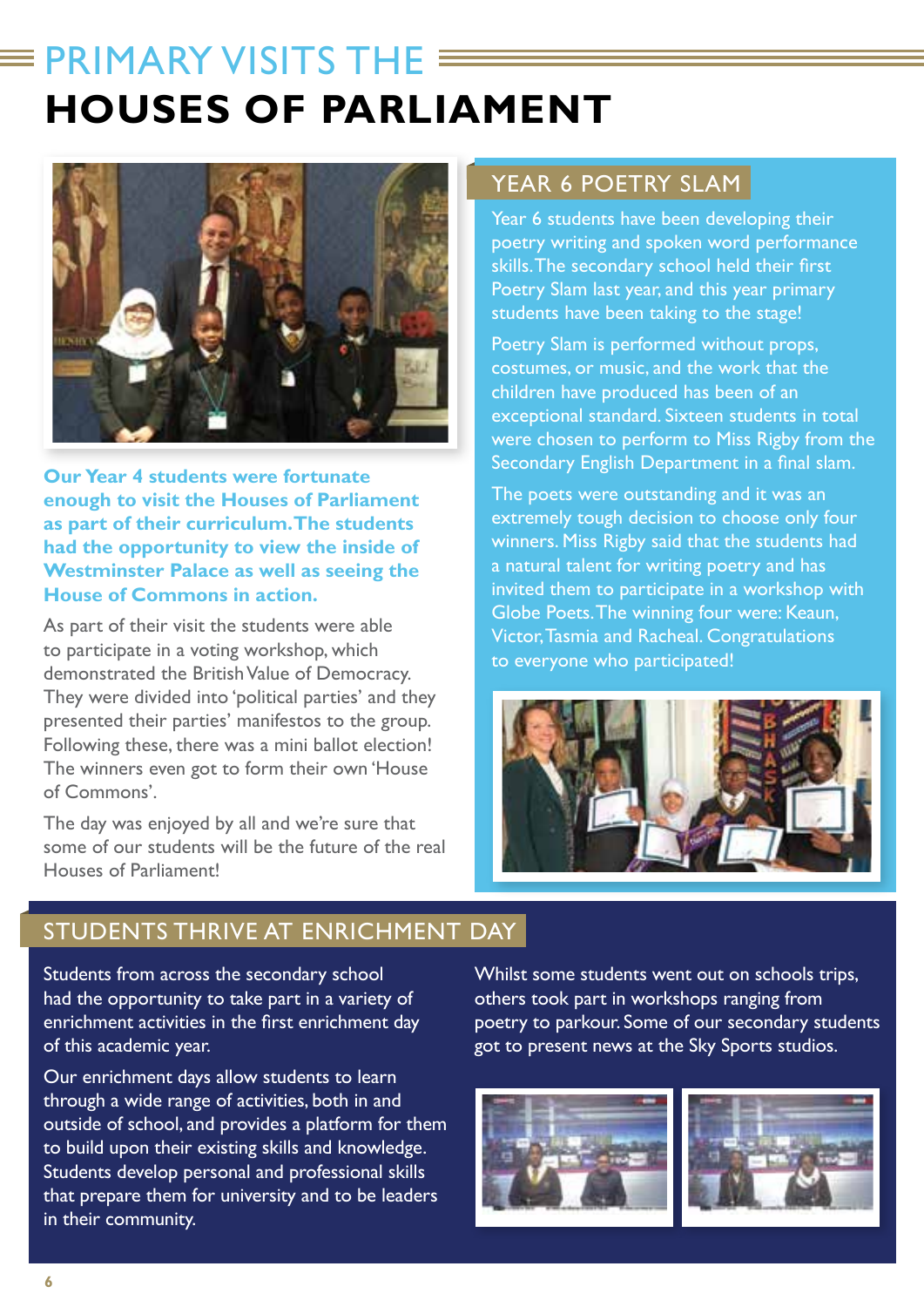# PRIMARY VISITS THE HOUSES OF PARLIAMENT

**Our Year 4 students were fortunate enough to visit the Houses of Parliament as part of their curriculum. The students had the opportunity to view the inside of Westminster Palace as well as seeing the House of Commons in action.**

As part of their visit the students were able to participate in a voting workshop, which demonstrated the British Value of Democracy. They were divided into 'political parties' and they presented their parties' manifestos to the group. Following these, there was a mini ballot election! The winners even got to form their own 'House of Commons'.

The day was enjoyed by all and we're sure that some of our students will be the future of the real Houses of Parliament!

## YEAR 6 POETRY SLAM

Year 6 students have been developing their poetry writing and spoken word performance skills. The secondary school held their first Poetry Slam last year, and this year primary students have been taking to the stage!

Poetry Slam is performed without props, costumes, or music, and the work that the children have produced has been of an exceptional standard. Sixteen students in total were chosen to perform to Miss Rigby from the Secondary English Department in a final slam.

The poets were outstanding and it was an extremely tough decision to choose only four winners. Miss Rigby said that the students had a natural talent for writing poetry and has invited them to participate in a workshop with Globe Poets. The winning four were: Keaun, Victor, Tasmia and Racheal. Congratulations to everyone who participated!

## STUDENTS THRIVE AT ENRICHMENT DAY

Students from across the secondary school had the opportunity to take part in a variety of enrichment activities in the first enrichment day of this academic year.

Our enrichment days allow students to learn through a wide range of activities, both in and outside of school, and provides a platform for them to build upon their existing skills and knowledge. Students develop personal and professional skills that prepare them for university and to be leaders in their community.

Whilst some students went out on schools trips, others took part in workshops ranging from poetry to parkour. Some of our secondary students got to present news at the Sky Sports studios.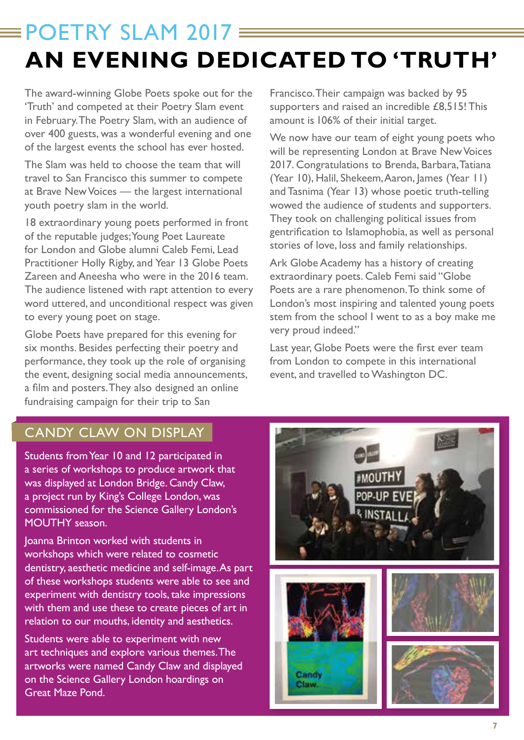# POETRY SLAM 2017

## AN EVENING DEDICATED TO 'TRUTH'

The award-winning Globe Poets spoke out for the 'Truth' and competed at their Poetry Slam event in February. The Poetry Slam, with an audience of over 400 guests, was a wonderful evening and one of the largest events the school has ever hosted.

The Slam was held to choose the team that will travel to San Francisco this summer to compete at Brave New Voices — the largest international youth poetry slam in the world.

18 extraordinary young poets performed in front of the reputable judges; Young Poet Laureate for London and Globe alumni Caleb Femi, Lead Practitioner Holly Rigby, and Year 13 Globe Poets Zareen and Aneesha who were in the 2016 team. The audience listened with rapt attention to every word uttered, and unconditional respect was given to every young poet on stage.

Globe Poets have prepared for this evening for six months. Besides perfecting their poetry and performance, they took up the role of organising the event, designing social media announcements, a film and posters. They also designed an online fundraising campaign for their trip to San Francisco. Their campaign was backed by 95 supporters and raised an incredible £8,515! This amount is 106% of their initial target.

We now have our team of eight young poets who will be representing London at Brave New Voices 2017. Congratulations to Brenda, Barbara, Tatiana (Year 10), Halil, Shekeem, Aaron, James (Year 11) and Tasnima (Year 13) whose poetic truth-telling wowed the audience of students and supporters. They took on challenging political issues from gentrification to Islamophobia, as well as personal stories of love, loss and family relationships.

Ark Globe Academy has a history of creating extraordinary poets. Caleb Femi said "Globe Poets are a rare phenomenon. To think some of London's most inspiring and talented young poets stem from the school I went to as a boy make me very proud indeed."

Last year, Globe Poets were the first ever team from London to compete in this international event, and travelled to Washington DC.

## CANDY CLAW ON DISPLAY

Students from Year 10 and 12 participated in a series of workshops to produce artwork that was displayed at London Bridge. Candy Claw, a project run by King's College London, was commissioned for the Science Gallery London's MOUTHY season.

Joanna Brinton worked with students in workshops which were related to cosmetic dentistry, aesthetic medicine and self-image. As part of these workshops students were able to see and experiment with dentistry tools, take impressions with them and use these to create pieces of art in relation to our mouths, identity and aesthetics.

Students were able to experiment with new art techniques and explore various themes. The artworks were named Candy Claw and displayed on the Science Gallery London hoardings on Great Maze Pond.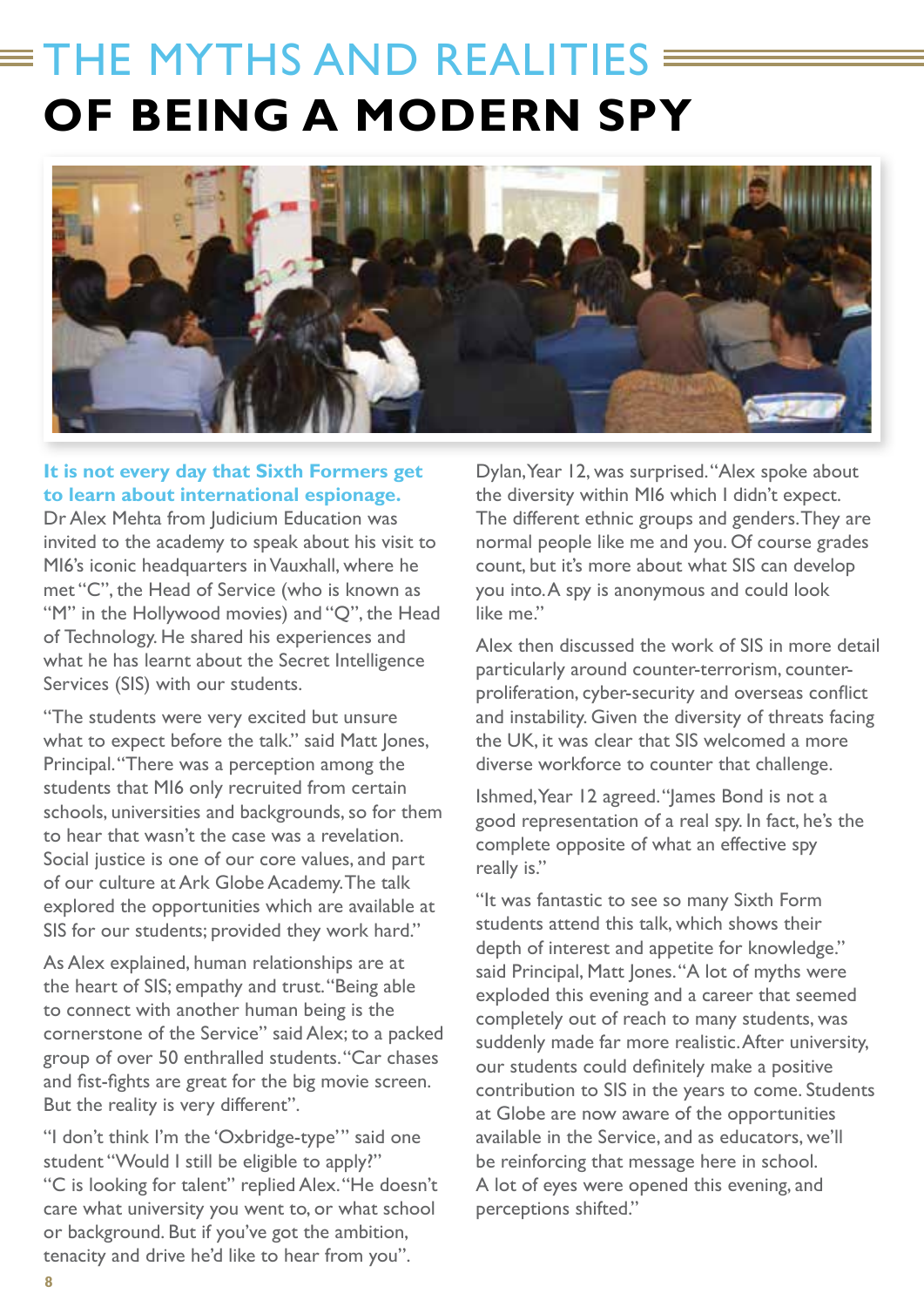# THE MYTHS AND REALITIES OF BEING A MODERN SPY

**It is not every day that Sixth Formers get to learn about international espionage.** Dr Alex Mehta from Judicium Education was invited to the academy to speak about his visit to MI6's iconic headquarters in Vauxhall, where he met "C", the Head of Service (who is known as "M" in the Hollywood movies) and "Q", the Head of Technology. He shared his experiences and what he has learnt about the Secret Intelligence Services (SIS) with our students.

"The students were very excited but unsure what to expect before the talk." said Matt Jones, Principal. "There was a perception among the students that MI6 only recruited from certain schools, universities and backgrounds, so for them to hear that wasn't the case was a revelation. Social justice is one of our core values, and part of our culture at Ark Globe Academy. The talk explored the opportunities which are available at SIS for our students; provided they work hard."

As Alex explained, human relationships are at the heart of SIS; empathy and trust. "Being able to connect with another human being is the cornerstone of the Service" said Alex; to a packed group of over 50 enthralled students. "Car chases and fist-fights are great for the big movie screen. But the reality is very different".

"I don't think I'm the 'Oxbridge-type'" said one student "Would I still be eligible to apply?" "C is looking for talent" replied Alex. "He doesn't care what university you went to, or what school or background. But if you've got the ambition, tenacity and drive he'd like to hear from you".

Dylan, Year 12, was surprised. "Alex spoke about the diversity within MI6 which I didn't expect. The different ethnic groups and genders. They are normal people like me and you. Of course grades count, but it's more about what SIS can develop you into. A spy is anonymous and could look like me."

Alex then discussed the work of SIS in more detail particularly around counter-terrorism, counter-proliferation, cyber-security and overseas conflict and instability. Given the diversity of threats facing the UK, it was clear that SIS welcomed a more diverse workforce to counter that challenge.

Ishmed, Year 12 agreed. "James Bond is not a good representation of a real spy. In fact, he's the complete opposite of what an effective spy really is."

"It was fantastic to see so many Sixth Form students attend this talk, which shows their depth of interest and appetite for knowledge." said Principal, Matt Jones. "A lot of myths were exploded this evening and a career that seemed completely out of reach to many students, was suddenly made far more realistic. After university, our students could definitely make a positive contribution to SIS in the years to come. Students at Globe are now aware of the opportunities available in the Service, and as educators, we'll be reinforcing that message here in school. A lot of eyes were opened this evening, and perceptions shifted."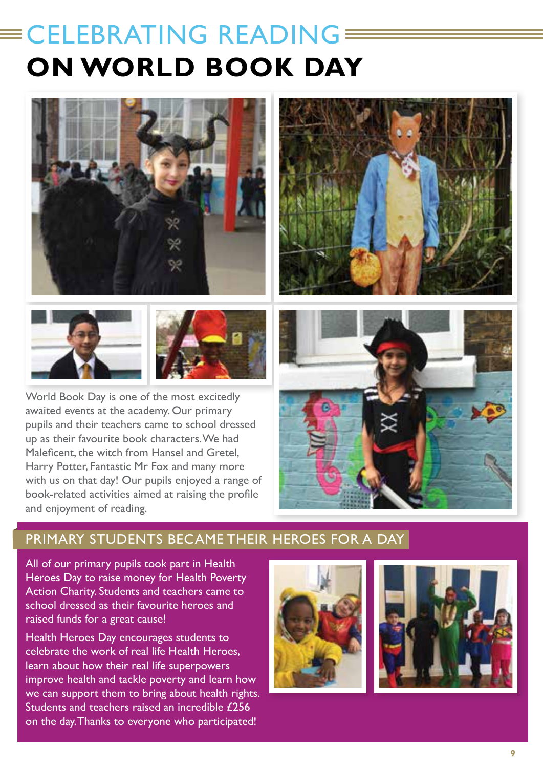# CELEBRATING READING ON WORLD BOOK DAY

World Book Day is one of the most excitedly awaited events at the academy. Our primary pupils and their teachers came to school dressed up as their favourite book characters. We had Maleficent, the witch from Hansel and Gretel, Harry Potter, Fantastic Mr Fox and many more with us on that day! Our pupils enjoyed a range of book-related activities aimed at raising the profile and enjoyment of reading.

## PRIMARY STUDENTS BECAME THEIR HEROES FOR A DAY

All of our primary pupils took part in Health Heroes Day to raise money for Health Poverty Action Charity. Students and teachers came to school dressed as their favourite heroes and raised funds for a great cause!

Health Heroes Day encourages students to celebrate the work of real life Health Heroes, learn about how their real life superpowers improve health and tackle poverty and learn how we can support them to bring about health rights. Students and teachers raised an incredible £256 on the day. Thanks to everyone who participated!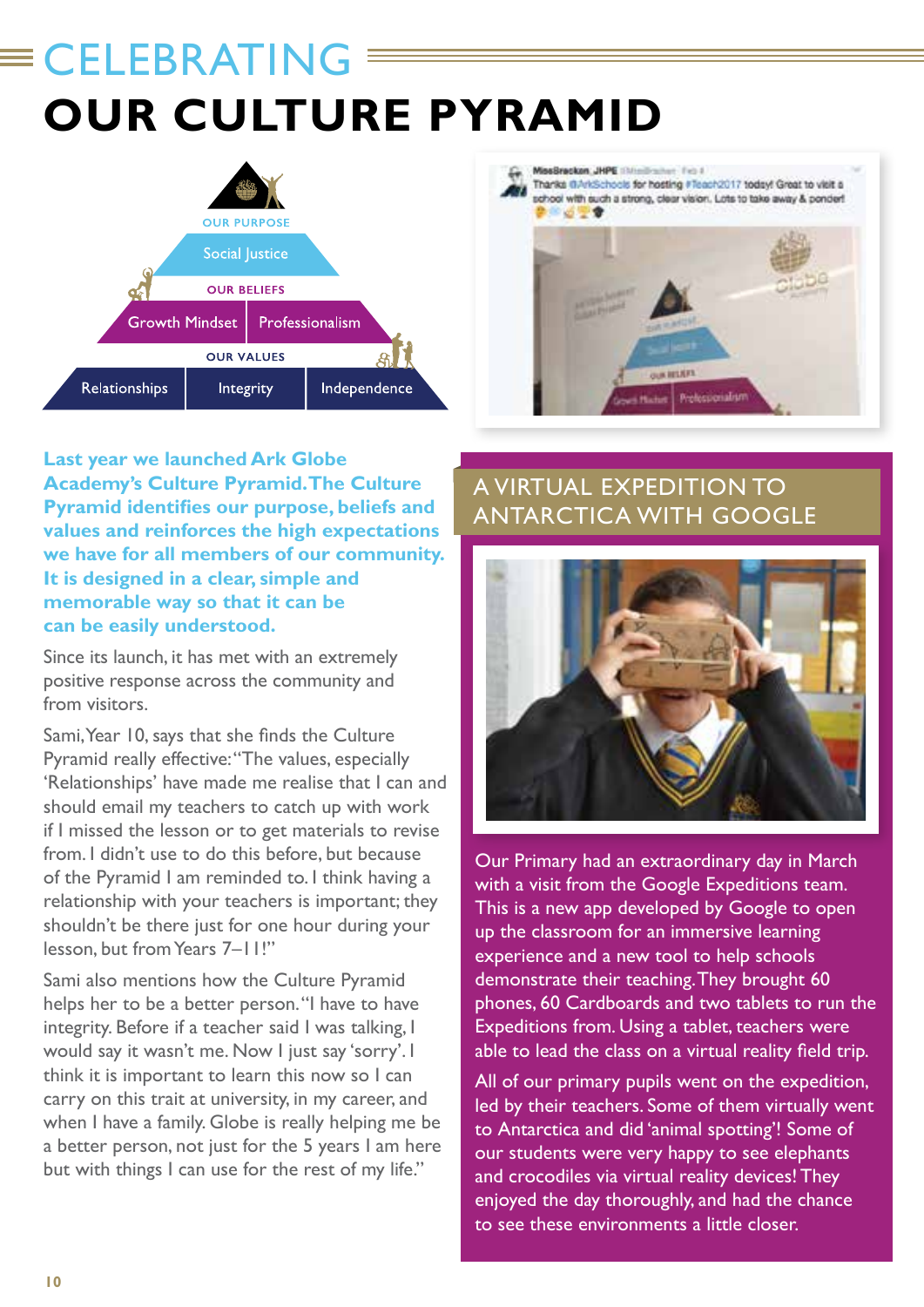# CELEBRATING
# OUR CULTURE PYRAMID

OUR PURPOSE

Social Justice

OUR BELIEFS

Growth Mindset | Professionalism

OUR VALUES

Relationships | Integrity | Independence

**Last year we launched Ark Globe Academy's Culture Pyramid. The Culture Pyramid identifies our purpose, beliefs and values and reinforces the high expectations we have for all members of our community. It is designed in a clear, simple and memorable way so that it can be can be easily understood.**

Since its launch, it has met with an extremely positive response across the community and from visitors.

Sami, Year 10, says that she finds the Culture Pyramid really effective: "The values, especially 'Relationships' have made me realise that I can and should email my teachers to catch up with work if I missed the lesson or to get materials to revise from. I didn't use to do this before, but because of the Pyramid I am reminded to. I think having a relationship with your teachers is important; they shouldn't be there just for one hour during your lesson, but from Years 7–11!"

Sami also mentions how the Culture Pyramid helps her to be a better person. "I have to have integrity. Before if a teacher said I was talking, I would say it wasn't me. Now I just say 'sorry'. I think it is important to learn this now so I can carry on this trait at university, in my career, and when I have a family. Globe is really helping me be a better person, not just for the 5 years I am here but with things I can use for the rest of my life."

## A VIRTUAL EXPEDITION TO ANTARCTICA WITH GOOGLE

Our Primary had an extraordinary day in March with a visit from the Google Expeditions team. This is a new app developed by Google to open up the classroom for an immersive learning experience and a new tool to help schools demonstrate their teaching. They brought 60 phones, 60 Cardboards and two tablets to run the Expeditions from. Using a tablet, teachers were able to lead the class on a virtual reality field trip.

All of our primary pupils went on the expedition, led by their teachers. Some of them virtually went to Antarctica and did 'animal spotting'! Some of our students were very happy to see elephants and crocodiles via virtual reality devices! They enjoyed the day thoroughly, and had the chance to see these environments a little closer.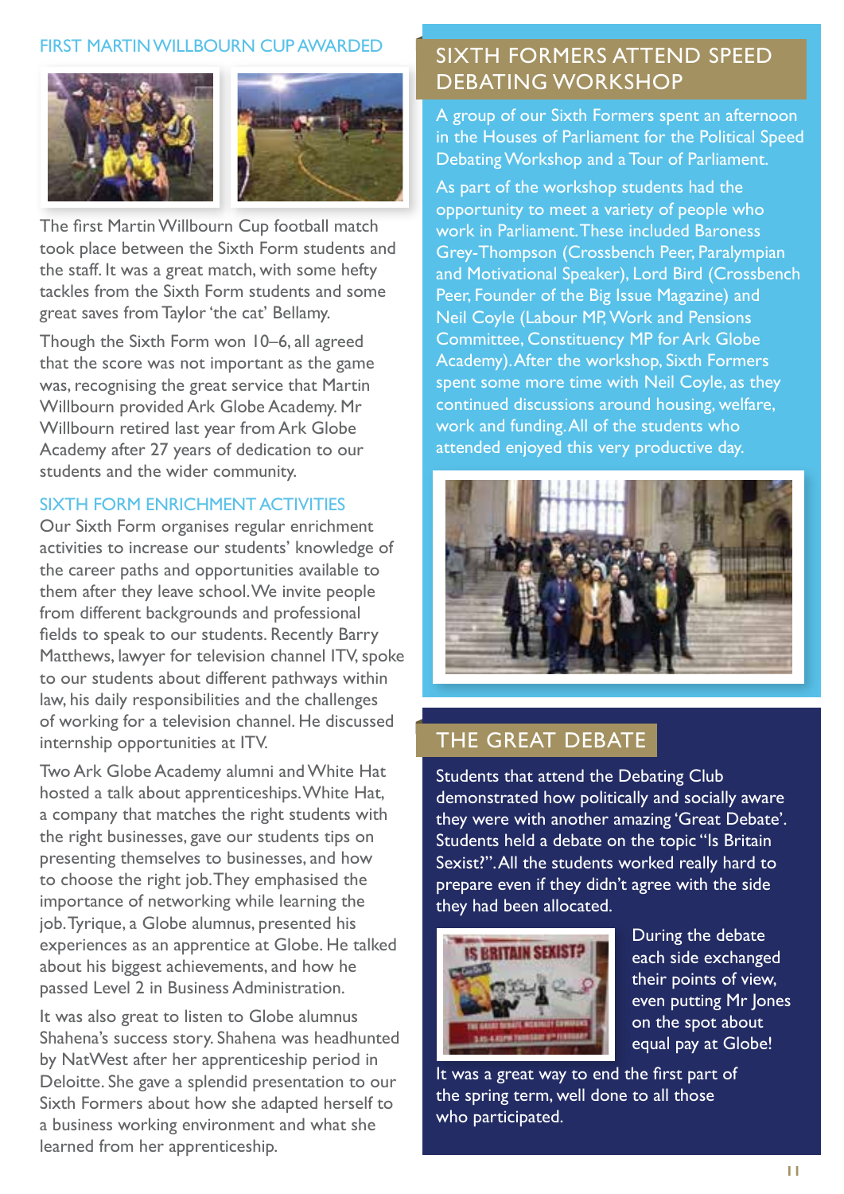## FIRST MARTIN WILLBOURN CUP AWARDED

The first Martin Willbourn Cup football match took place between the Sixth Form students and the staff. It was a great match, with some hefty tackles from the Sixth Form students and some great saves from Taylor 'the cat' Bellamy.

Though the Sixth Form won 10–6, all agreed that the score was not important as the game was, recognising the great service that Martin Willbourn provided Ark Globe Academy. Mr Willbourn retired last year from Ark Globe Academy after 27 years of dedication to our students and the wider community.

## SIXTH FORM ENRICHMENT ACTIVITIES

Our Sixth Form organises regular enrichment activities to increase our students' knowledge of the career paths and opportunities available to them after they leave school. We invite people from different backgrounds and professional fields to speak to our students. Recently Barry Matthews, lawyer for television channel ITV, spoke to our students about different pathways within law, his daily responsibilities and the challenges of working for a television channel. He discussed internship opportunities at ITV.

Two Ark Globe Academy alumni and White Hat hosted a talk about apprenticeships. White Hat, a company that matches the right students with the right businesses, gave our students tips on presenting themselves to businesses, and how to choose the right job. They emphasised the importance of networking while learning the job. Tyrique, a Globe alumnus, presented his experiences as an apprentice at Globe. He talked about his biggest achievements, and how he passed Level 2 in Business Administration.

It was also great to listen to Globe alumnus Shahena's success story. Shahena was headhunted by NatWest after her apprenticeship period in Deloitte. She gave a splendid presentation to our Sixth Formers about how she adapted herself to a business working environment and what she learned from her apprenticeship.

## SIXTH FORMERS ATTEND SPEED DEBATING WORKSHOP

A group of our Sixth Formers spent an afternoon in the Houses of Parliament for the Political Speed Debating Workshop and a Tour of Parliament.

As part of the workshop students had the opportunity to meet a variety of people who work in Parliament. These included Baroness Grey-Thompson (Crossbench Peer, Paralympian and Motivational Speaker), Lord Bird (Crossbench Peer, Founder of the Big Issue Magazine) and Neil Coyle (Labour MP, Work and Pensions Committee, Constituency MP for Ark Globe Academy). After the workshop, Sixth Formers spent some more time with Neil Coyle, as they continued discussions around housing, welfare, work and funding. All of the students who attended enjoyed this very productive day.

## THE GREAT DEBATE

Students that attend the Debating Club demonstrated how politically and socially aware they were with another amazing 'Great Debate'. Students held a debate on the topic "Is Britain Sexist?". All the students worked really hard to prepare even if they didn't agree with the side they had been allocated.

During the debate each side exchanged their points of view, even putting Mr Jones on the spot about equal pay at Globe!

It was a great way to end the first part of the spring term, well done to all those who participated.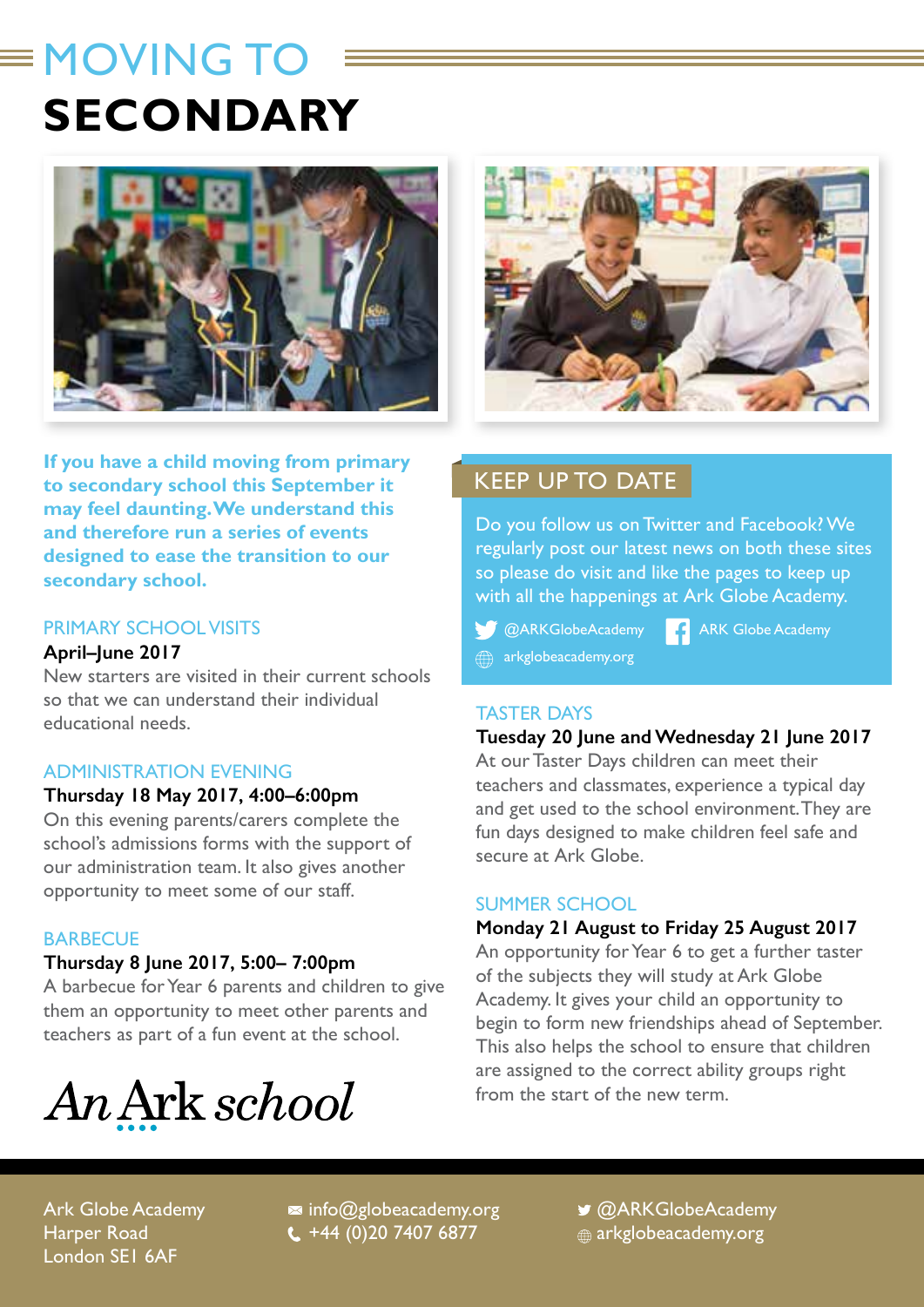# MOVING TO SECONDARY

**If you have a child moving from primary to secondary school this September it may feel daunting. We understand this and therefore run a series of events designed to ease the transition to our secondary school.**

## PRIMARY SCHOOL VISITS

**April–June 2017**

New starters are visited in their current schools so that we can understand their individual educational needs.

## ADMINISTRATION EVENING

**Thursday 18 May 2017, 4:00–6:00pm**

On this evening parents/carers complete the school's admissions forms with the support of our administration team. It also gives another opportunity to meet some of our staff.

## BARBECUE

**Thursday 8 June 2017, 5:00– 7:00pm**

A barbecue for Year 6 parents and children to give them an opportunity to meet other parents and teachers as part of a fun event at the school.

*An Ark school*

## KEEP UP TO DATE

Do you follow us on Twitter and Facebook? We regularly post our latest news on both these sites so please do visit and like the pages to keep up with all the happenings at Ark Globe Academy.

@ARKGlobeAcademy
ARK Globe Academy
arkglobeacademy.org

## TASTER DAYS

**Tuesday 20 June and Wednesday 21 June 2017**

At our Taster Days children can meet their teachers and classmates, experience a typical day and get used to the school environment. They are fun days designed to make children feel safe and secure at Ark Globe.

## SUMMER SCHOOL

**Monday 21 August to Friday 25 August 2017**

An opportunity for Year 6 to get a further taster of the subjects they will study at Ark Globe Academy. It gives your child an opportunity to begin to form new friendships ahead of September. This also helps the school to ensure that children are assigned to the correct ability groups right from the start of the new term.

Ark Globe Academy
Harper Road
London SE1 6AF

info@globeacademy.org
+44 (0)20 7407 6877

@ARKGlobeAcademy
arkglobeacademy.org